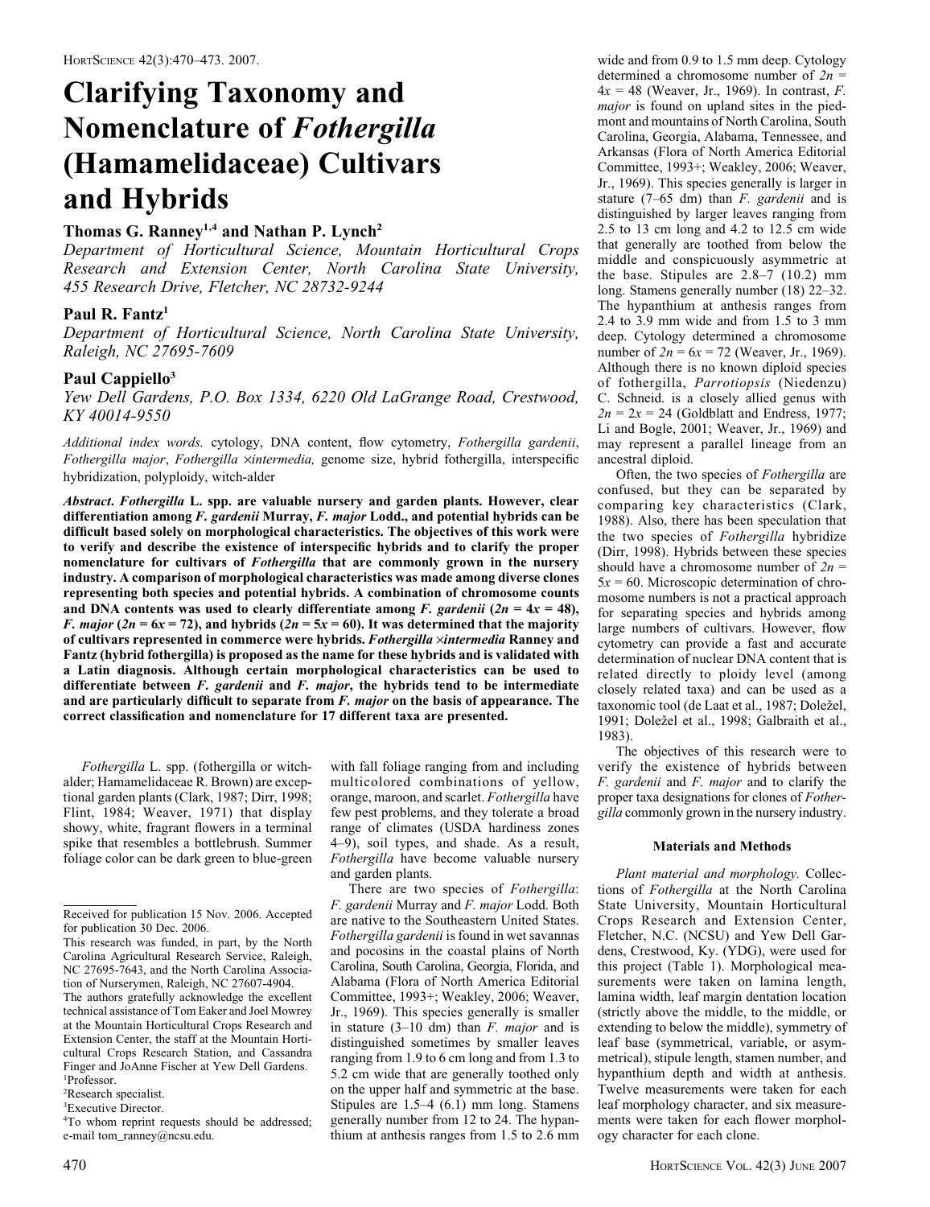# Clarifying Taxonomy and Nomenclature of *Fothergilla* (Hamamelidaceae) Cultivars and Hybrids

**Thomas G. Ranney[1,4] and Nathan P. Lynch[2]**

*Department of Horticultural Science, Mountain Horticultural Crops Research and Extension Center, North Carolina State University, 455 Research Drive, Fletcher, NC 28732-9244*

**Paul R. Fantz[1]**

*Department of Horticultural Science, North Carolina State University, Raleigh, NC 27695-7609*

**Paul Cappiello[3]**

*Yew Dell Gardens, P.O. Box 1334, 6220 Old LaGrange Road, Crestwood, KY 40014-9550*

*Additional index words.* cytology, DNA content, flow cytometry, *Fothergilla gardenii*, *Fothergilla major*, *Fothergilla ×intermedia,* genome size, hybrid fothergilla, interspecific hybridization, polyploidy, witch-alder

***Abstract.*** ***Fothergilla*** **L. spp. are valuable nursery and garden plants. However, clear differentiation among** ***F. gardenii*** **Murray,** ***F. major*** **Lodd., and potential hybrids can be difficult based solely on morphological characteristics. The objectives of this work were to verify and describe the existence of interspecific hybrids and to clarify the proper nomenclature for cultivars of** ***Fothergilla*** **that are commonly grown in the nursery industry. A comparison of morphological characteristics was made among diverse clones representing both species and potential hybrids. A combination of chromosome counts and DNA contents was used to clearly differentiate among** ***F. gardenii*** **($2n = 4x = 48$),** ***F. major*** **($2n = 6x = 72$), and hybrids ($2n = 5x = 60$). It was determined that the majority of cultivars represented in commerce were hybrids.** ***Fothergilla ×intermedia*** **Ranney and Fantz (hybrid fothergilla) is proposed as the name for these hybrids and is validated with a Latin diagnosis. Although certain morphological characteristics can be used to differentiate between** ***F. gardenii*** **and** ***F. major*****, the hybrids tend to be intermediate and are particularly difficult to separate from** ***F. major*** **on the basis of appearance. The correct classification and nomenclature for 17 different taxa are presented.**

*Fothergilla* L. spp. (fothergilla or witch-alder; Hamamelidaceae R. Brown) are exceptional garden plants (Clark, 1987; Dirr, 1998; Flint, 1984; Weaver, 1971) that display showy, white, fragrant flowers in a terminal spike that resembles a bottlebrush. Summer foliage color can be dark green to blue-green with fall foliage ranging from and including multicolored combinations of yellow, orange, maroon, and scarlet. *Fothergilla* have few pest problems, and they tolerate a broad range of climates (USDA hardiness zones 4–9), soil types, and shade. As a result, *Fothergilla* have become valuable nursery and garden plants.

There are two species of *Fothergilla*: *F. gardenii* Murray and *F. major* Lodd. Both are native to the Southeastern United States. *Fothergilla gardenii* is found in wet savannas and pocosins in the coastal plains of North Carolina, South Carolina, Georgia, Florida, and Alabama (Flora of North America Editorial Committee, 1993+; Weakley, 2006; Weaver, Jr., 1969). This species generally is smaller in stature (3–10 dm) than *F. major* and is distinguished sometimes by smaller leaves ranging from 1.9 to 6 cm long and from 1.3 to 5.2 cm wide that are generally toothed only on the upper half and symmetric at the base. Stipules are 1.5–4 (6.1) mm long. Stamens generally number from 12 to 24. The hypanthium at anthesis ranges from 1.5 to 2.6 mm wide and from 0.9 to 1.5 mm deep. Cytology determined a chromosome number of $2n = 4x = 48$ (Weaver, Jr., 1969). In contrast, *F. major* is found on upland sites in the piedmont and mountains of North Carolina, South Carolina, Georgia, Alabama, Tennessee, and Arkansas (Flora of North America Editorial Committee, 1993+; Weakley, 2006; Weaver, Jr., 1969). This species generally is larger in stature (7–65 dm) than *F. gardenii* and is distinguished by larger leaves ranging from 2.5 to 13 cm long and 4.2 to 12.5 cm wide that generally are toothed from below the middle and conspicuously asymmetric at the base. Stipules are 2.8–7 (10.2) mm long. Stamens generally number (18) 22–32. The hypanthium at anthesis ranges from 2.4 to 3.9 mm wide and from 1.5 to 3 mm deep. Cytology determined a chromosome number of $2n = 6x = 72$ (Weaver, Jr., 1969). Although there is no known diploid species of fothergilla, *Parrotiopsis* (Niedenzu) C. Schneid. is a closely allied genus with $2n = 2x = 24$ (Goldblatt and Endress, 1977; Li and Bogle, 2001; Weaver, Jr., 1969) and may represent a parallel lineage from an ancestral diploid.

Often, the two species of *Fothergilla* are confused, but they can be separated by comparing key characteristics (Clark, 1988). Also, there has been speculation that the two species of *Fothergilla* hybridize (Dirr, 1998). Hybrids between these species should have a chromosome number of $2n = 5x = 60$. Microscopic determination of chromosome numbers is not a practical approach for separating species and hybrids among large numbers of cultivars. However, flow cytometry can provide a fast and accurate determination of nuclear DNA content that is related directly to ploidy level (among closely related taxa) and can be used as a taxonomic tool (de Laat et al., 1987; Doležel, 1991; Doležel et al., 1998; Galbraith et al., 1983).

The objectives of this research were to verify the existence of hybrids between *F. gardenii* and *F. major* and to clarify the proper taxa designations for clones of *Fothergilla* commonly grown in the nursery industry.

## Materials and Methods

*Plant material and morphology.* Collections of *Fothergilla* at the North Carolina State University, Mountain Horticultural Crops Research and Extension Center, Fletcher, N.C. (NCSU) and Yew Dell Gardens, Crestwood, Ky. (YDG), were used for this project (Table 1). Morphological measurements were taken on lamina length, lamina width, leaf margin dentation location (strictly above the middle, to the middle, or extending to below the middle), symmetry of leaf base (symmetrical, variable, or asymmetrical), stipule length, stamen number, and hypanthium depth and width at anthesis. Twelve measurements were taken for each leaf morphology character, and six measurements were taken for each flower morphology character for each clone.

---

Received for publication 15 Nov. 2006. Accepted for publication 30 Dec. 2006.

This research was funded, in part, by the North Carolina Agricultural Research Service, Raleigh, NC 27695-7643, and the North Carolina Association of Nurserymen, Raleigh, NC 27607-4904.

The authors gratefully acknowledge the excellent technical assistance of Tom Eaker and Joel Mowrey at the Mountain Horticultural Crops Research and Extension Center, the staff at the Mountain Horticultural Crops Research Station, and Cassandra Finger and JoAnne Fischer at Yew Dell Gardens.

[1]Professor.

[2]Research specialist.

[3]Executive Director.

[4]To whom reprint requests should be addressed; e-mail tom_ranney@ncsu.edu.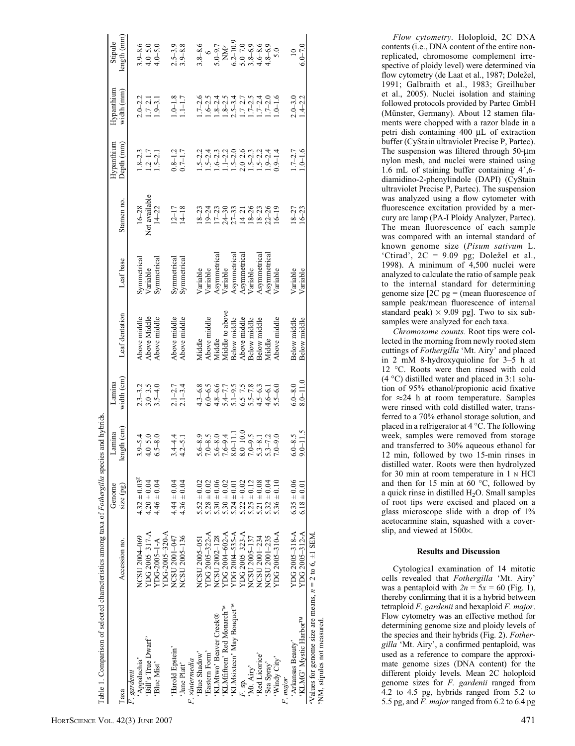Table 1. Comparison of selected characteristics among taxa of *Fothergilla* species and hybrids.

| Taxa | Accession no. | Genome size (pg) | Lamina length (cm) | Lamina width (cm) | Leaf dentation | Leaf base | Stamen no. | Hypanthium Depth (mm) | Hypanthium width (mm) | Stipule length (mm) |
|---|---|---|---|---|---|---|---|---|---|---|
| *F. gardenii* | | | | | | | | | | |
| 'Appalachia' | NCSU 2004-069 | 4.32 ± 0.03[z] | 3.9–5.4 | 2.3–3.2 | Above middle | Symmetrical | 16–28 | 1.8–2.3 | 2.0–2.2 | 3.9–8.6 |
| 'Bill's True Dwarf' | YDG 2005-317-A | 4.20 ± 0.04 | 4.0–5.0 | 3.0–3.5 | Above Middle | Variable | Not available | 1.2–1.7 | 1.7–2.1 | 4.0–5.0 |
| 'Blue Mist' | YDG-2005-1-A<br>YDG-2005-320-A | 4.46 ± 0.04 | 6.5–8.0 | 3.5–4.0 | Above middle | Symmetrical | 14–22 | 1.5–2.1 | 1.9–3.1 | 4.0–5.0 |
| 'Harold Epstein' | NCSU 2001-047 | 4.44 ± 0.04 | 3.4–4.4 | 2.1–2.7 | Above middle | Symmetrical | 12–17 | 0.8–1.2 | 1.0–1.8 | 2.5–3.9 |
| 'Jane Platt' | NCSU 2005-136 | 4.36 ± 0.04 | 4.2–5.1 | 2.1–3.4 | Above middle | Symmetrical | 14–18 | 0.7–1.7 | 1.1–1.7 | 3.9–8.8 |
| *F. ×intermedia* | | | | | | | | | | |
| 'Blue Shadow' | NCSU 2005-051 | 5.52 ± 0.02 | 5.6–8.9 | 4.3–6.8 | Middle | Variable | 18–23 | 1.5–2.2 | 1.7–2.6 | 3.8–8.6 |
| 'Eastern Form' | YDG 2005-322-A | 5.28 ± 0.02 | 7.0–8.5 | 6.0–6.5 | Above middle | Variable | 19–24 | 1.5–2.4 | 1.6–2.5 | 6 |
| 'KLMtwo' Beaver Creek® | NCSU 2002-128 | 5.30 ± 0.06 | 5.6–8.0 | 4.8–6.6 | Middle | Asymmetrical | 17–23 | 1.6–2.3 | 1.8–2.4 | 5.0–9.7 |
| 'KLMfifteen' Red Monarch™ | YDG 2004-602-A | 5.30 ± 0.02 | 7.6–9.4 | 5.4–7.7 | Middle to above | Variable | 24–30 | 1.1–2.2 | 1.8–2.5 | NM[y] |
| 'KLMsixteen' May Bouquet™ | YDG 2004-535-A | 5.24 ± 0.01 | 8.0–11.1 | 5.1–9.5 | Below middle | Asymmetrical | 27–33 | 1.5–2.0 | 2.5–3.4 | 6.2–10.9 |
| *F.* sp. | YDG 2005-323-A | 5.22 ± 0.02 | 8.0–10.0 | 6.5–7.5 | Above middle | Asymmetrical | 14–21 | 2.0–2.6 | 1.7–2.7 | 5.0–7.0 |
| 'Mt. Airy' | NCSU 2005-137 | 5.25 ± 0.12 | 7.0–9.5 | 5.5–7.8 | Below middle | Variable | 18–26 | 1.5–2.3 | 1.7–2.5 | 3.8–6.9 |
| 'Red Licorice' | NCSU 2001-234 | 5.21 ± 0.08 | 5.3–8.1 | 4.5–6.3 | Below middle | Asymmetrical | 18–23 | 1.5–2.2 | 1.7–2.4 | 4.6–8.6 |
| 'Sea Spray' | NCSU 2001-235 | 5.32 ± 0.04 | 5.3–7.2 | 4.6–6.1 | Middle | Asymmetrical | 22–26 | 1.9–2.4 | 1.7–2.0 | 4.8–6.9 |
| 'Windy City' | YDG 2005-310-A | 5.36 ± 0.10 | 7.0–9.0 | 5.5–6.0 | Above middle | Variable | 16–19 | 0.9–1.4 | 1.0–1.6 | 5.0 |
| *F. major* | | | | | | | | | | |
| 'Arkansas Beauty' | YDG 2005-318-A | 6.35 ± 0.06 | 6.0–8.5 | 6.0–8.0 | Below middle | Variable | 18–27 | 1.7–2.7 | 2.0–3.0 | 10 |
| 'KLMG' Mystic Harbor™ | YDG 2005-312-A | 6.18 ± 0.01 | 9.0–11.5 | 8.0–11.0 | Below middle | Variable | 16–23 | 1.0–1.6 | 1.4–2.2 | 6.0–7.0 |

[z]Values for genome size are means, $n$ = 2 to 6, ±1 SEM.
[y]NM, stipules not measured.

*Flow cytometry.* Holoploid, 2C DNA contents (i.e., DNA content of the entire non-replicated, chromosome complement irrespective of ploidy level) were determined via flow cytometry (de Laat et al., 1987; Doležel, 1991; Galbraith et al., 1983; Greilhuber et al., 2005). Nuclei isolation and staining followed protocols provided by Partec GmbH (Münster, Germany). About 12 stamen filaments were chopped with a razor blade in a petri dish containing 400 μL of extraction buffer (CyStain ultraviolet Precise P, Partec). The suspension was filtered through 50-μm nylon mesh, and nuclei were stained using 1.6 mL of staining buffer containing 4′,6-diamidino-2-phenylindole (DAPI) (CyStain ultraviolet Precise P, Partec). The suspension was analyzed using a flow cytometer with fluorescence excitation provided by a mercury arc lamp (PA-I Ploidy Analyzer, Partec). The mean fluorescence of each sample was compared with an internal standard of known genome size (*Pisum sativum* L. 'Ctirad', 2C = 9.09 pg; Doležel et al., 1998). A minimum of 4,500 nuclei were analyzed to calculate the ratio of sample peak to the internal standard for determining genome size [2C pg = (mean fluorescence of sample peak/mean fluorescence of internal standard peak) × 9.09 pg]. Two to six subsamples were analyzed for each taxa.

*Chromosome counts.* Root tips were collected in the morning from newly rooted stem cuttings of *Fothergilla* 'Mt. Airy' and placed in 2 mM 8-hydroxyquioline for 3–5 h at 12 °C. Roots were then rinsed with cold (4 °C) distilled water and placed in 3:1 solution of 95% ethanol/propionic acid fixative for ≈24 h at room temperature. Samples were rinsed with cold distilled water, transferred to a 70% ethanol storage solution, and placed in a refrigerator at 4 °C. The following week, samples were removed from storage and transferred to 30% aqueous ethanol for 12 min, followed by two 15-min rinses in distilled water. Roots were then hydrolyzed for 30 min at room temperature in 1 N HCl and then for 15 min at 60 °C, followed by a quick rinse in distilled $H_2O$. Small samples of root tips were excised and placed on a glass microscope slide with a drop of 1% acetocarmine stain, squashed with a coverslip, and viewed at 1500×.

## Results and Discussion

Cytological examination of 14 mitotic cells revealed that *Fothergilla* 'Mt. Airy' was a pentaploid with $2n = 5x = 60$ (Fig. 1), thereby confirming that it is a hybrid between tetraploid *F. gardenii* and hexaploid *F. major*. Flow cytometry was an effective method for determining genome size and ploidy levels of the species and their hybrids (Fig. 2). *Fothergilla* 'Mt. Airy', a confirmed pentaploid, was used as a reference to compare the approximate genome sizes (DNA content) for the different ploidy levels. Mean 2C holoploid genome sizes for *F. gardenii* ranged from 4.2 to 4.5 pg, hybrids ranged from 5.2 to 5.5 pg, and *F. major* ranged from 6.2 to 6.4 pg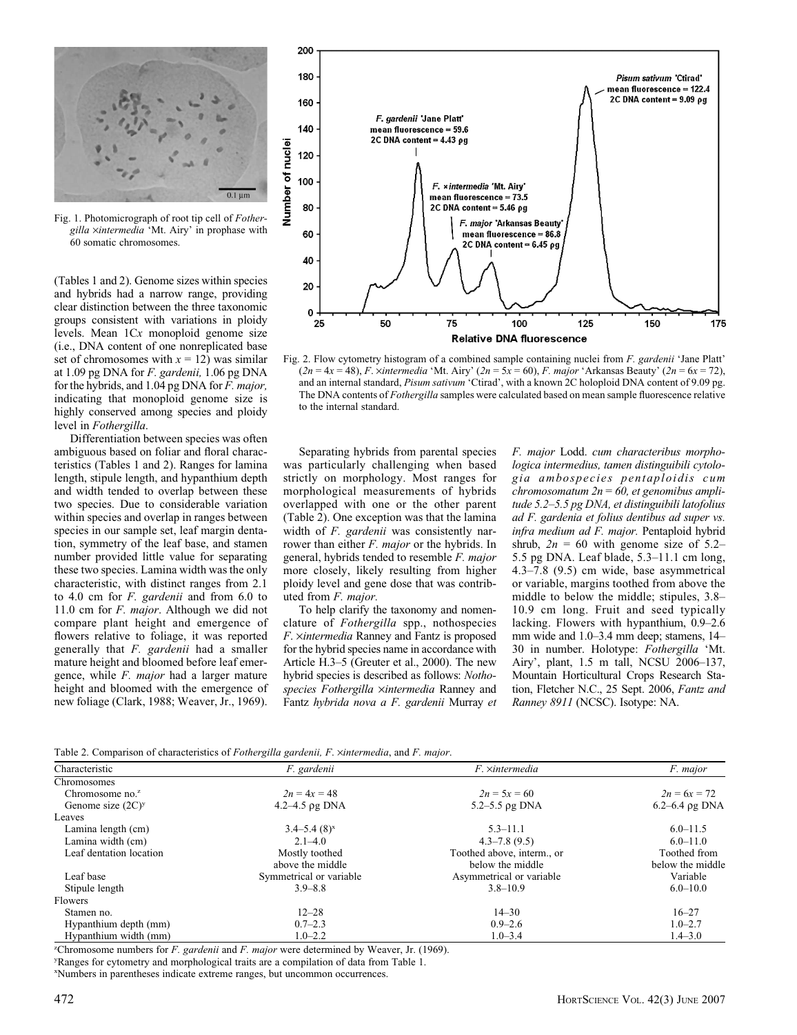Fig. 1. Photomicrograph of root tip cell of *Fothergilla ×intermedia* 'Mt. Airy' in prophase with 60 somatic chromosomes.

Fig. 2. Flow cytometry histogram of a combined sample containing nuclei from *F. gardenii* 'Jane Platt' ($2n = 4x = 48$), *F. ×intermedia* 'Mt. Airy' ($2n = 5x = 60$), *F. major* 'Arkansas Beauty' ($2n = 6x = 72$), and an internal standard, *Pisum sativum* 'Ctirad', with a known 2C holoploid DNA content of 9.09 pg. The DNA contents of *Fothergilla* samples were calculated based on mean sample fluorescence relative to the internal standard.

(Tables 1 and 2). Genome sizes within species and hybrids had a narrow range, providing clear distinction between the three taxonomic groups consistent with variations in ploidy levels. Mean 1C*x* monoploid genome size (i.e., DNA content of one nonreplicated base set of chromosomes with $x = 12$) was similar at 1.09 pg DNA for *F. gardenii,* 1.06 pg DNA for the hybrids, and 1.04 pg DNA for *F. major,* indicating that monoploid genome size is highly conserved among species and ploidy level in *Fothergilla*.

Differentiation between species was often ambiguous based on foliar and floral characteristics (Tables 1 and 2). Ranges for lamina length, stipule length, and hypanthium depth and width tended to overlap between these two species. Due to considerable variation within species and overlap in ranges between species in our sample set, leaf margin dentation, symmetry of the leaf base, and stamen number provided little value for separating these two species. Lamina width was the only characteristic, with distinct ranges from 2.1 to 4.0 cm for *F. gardenii* and from 6.0 to 11.0 cm for *F. major*. Although we did not compare plant height and emergence of flowers relative to foliage, it was reported generally that *F. gardenii* had a smaller mature height and bloomed before leaf emergence, while *F. major* had a larger mature height and bloomed with the emergence of new foliage (Clark, 1988; Weaver, Jr., 1969).

Separating hybrids from parental species was particularly challenging when based strictly on morphology. Most ranges for morphological measurements of hybrids overlapped with one or the other parent (Table 2). One exception was that the lamina width of *F. gardenii* was consistently narrower than either *F. major* or the hybrids. In general, hybrids tended to resemble *F. major* more closely, likely resulting from higher ploidy level and gene dose that was contributed from *F. major.*

To help clarify the taxonomy and nomenclature of *Fothergilla* spp., nothospecies *F. ×intermedia* Ranney and Fantz is proposed for the hybrid species name in accordance with Article H.3–5 (Greuter et al., 2000). The new hybrid species is described as follows: *Nothospecies Fothergilla ×intermedia* Ranney and Fantz *hybrida nova a F. gardenii* Murray *et F. major* Lodd. *cum characteribus morphologica intermedius, tamen distinguibili cytologia ambospecies pentaploidis cum chromosomatum 2n = 60, et genomibus amplitude 5.2–5.5 pg DNA, et distinguibili latofolius ad F. gardenia et folius dentibus ad super vs. infra medium ad F. major.* Pentaploid hybrid shrub, $2n = 60$ with genome size of 5.2–5.5 pg DNA. Leaf blade, 5.3–11.1 cm long, 4.3–7.8 (9.5) cm wide, base asymmetrical or variable, margins toothed from above the middle to below the middle; stipules, 3.8–10.9 cm long. Fruit and seed typically lacking. Flowers with hypanthium, 0.9–2.6 mm wide and 1.0–3.4 mm deep; stamens, 14–30 in number. Holotype: *Fothergilla* 'Mt. Airy', plant, 1.5 m tall, NCSU 2006–137, Mountain Horticultural Crops Research Station, Fletcher N.C., 25 Sept. 2006, *Fantz and Ranney 8911* (NCSC). Isotype: NA.

Table 2. Comparison of characteristics of *Fothergilla gardenii*, *F. ×intermedia*, and *F. major*.

| Characteristic | *F. gardenii* | *F. ×intermedia* | *F. major* |
|---|---|---|---|
| Chromosomes | | | |
| Chromosome no.[z] | $2n = 4x = 48$ | $2n = 5x = 60$ | $2n = 6x = 72$ |
| Genome size (2C)[y] | 4.2–4.5 ρg DNA | 5.2–5.5 ρg DNA | 6.2–6.4 ρg DNA |
| Leaves | | | |
| Lamina length (cm) | 3.4–5.4 (8)[x] | 5.3–11.1 | 6.0–11.5 |
| Lamina width (cm) | 2.1–4.0 | 4.3–7.8 (9.5) | 6.0–11.0 |
| Leaf dentation location | Mostly toothed above the middle | Toothed above, interm., or below the middle | Toothed from below the middle |
| Leaf base | Symmetrical or variable | Asymmetrical or variable | Variable |
| Stipule length | 3.9–8.8 | 3.8–10.9 | 6.0–10.0 |
| Flowers | | | |
| Stamen no. | 12–28 | 14–30 | 16–27 |
| Hypanthium depth (mm) | 0.7–2.3 | 0.9–2.6 | 1.0–2.7 |
| Hypanthium width (mm) | 1.0–2.2 | 1.0–3.4 | 1.4–3.0 |

[z]Chromosome numbers for *F. gardenii* and *F. major* were determined by Weaver, Jr. (1969).
[y]Ranges for cytometry and morphological traits are a compilation of data from Table 1.
[x]Numbers in parentheses indicate extreme ranges, but uncommon occurrences.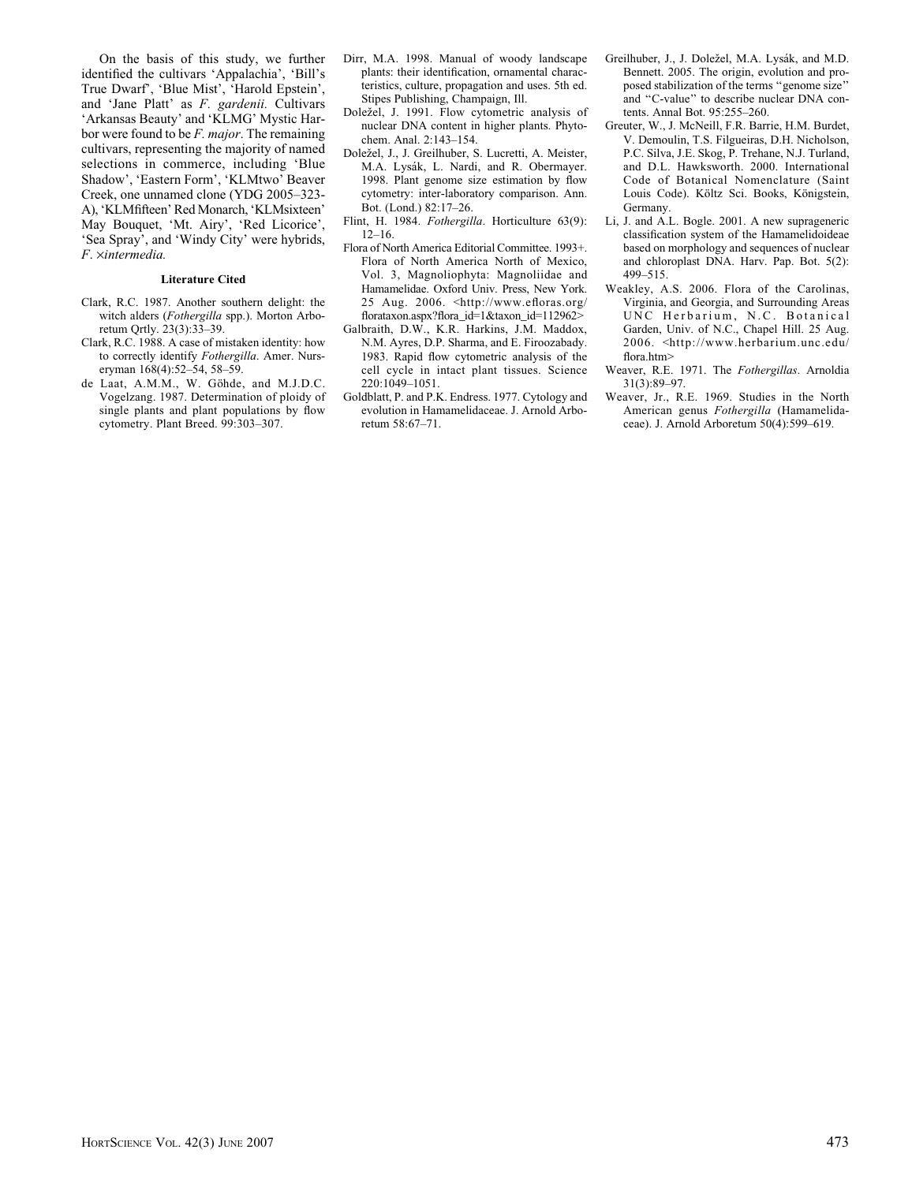On the basis of this study, we further identified the cultivars 'Appalachia', 'Bill's True Dwarf', 'Blue Mist', 'Harold Epstein', and 'Jane Platt' as *F. gardenii.* Cultivars 'Arkansas Beauty' and 'KLMG' Mystic Harbor were found to be *F. major*. The remaining cultivars, representing the majority of named selections in commerce, including 'Blue Shadow', 'Eastern Form', 'KLMtwo' Beaver Creek, one unnamed clone (YDG 2005–323-A), 'KLMfifteen' Red Monarch, 'KLMsixteen' May Bouquet, 'Mt. Airy', 'Red Licorice', 'Sea Spray', and 'Windy City' were hybrids, *F.* ×*intermedia.*

#### Literature Cited

Clark, R.C. 1987. Another southern delight: the witch alders (*Fothergilla* spp.). Morton Arboretum Qrtly. 23(3):33–39.

Clark, R.C. 1988. A case of mistaken identity: how to correctly identify *Fothergilla*. Amer. Nurseryman 168(4):52–54, 58–59.

de Laat, A.M.M., W. Göhde, and M.J.D.C. Vogelzang. 1987. Determination of ploidy of single plants and plant populations by flow cytometry. Plant Breed. 99:303–307.

Dirr, M.A. 1998. Manual of woody landscape plants: their identification, ornamental characteristics, culture, propagation and uses. 5th ed. Stipes Publishing, Champaign, Ill.

Doležel, J. 1991. Flow cytometric analysis of nuclear DNA content in higher plants. Phytochem. Anal. 2:143–154.

Doležel, J., J. Greilhuber, S. Lucretti, A. Meister, M.A. Lysák, L. Nardi, and R. Obermayer. 1998. Plant genome size estimation by flow cytometry: inter-laboratory comparison. Ann. Bot. (Lond.) 82:17–26.

Flint, H. 1984. *Fothergilla*. Horticulture 63(9): 12–16.

Flora of North America Editorial Committee. 1993+. Flora of North America North of Mexico, Vol. 3, Magnoliophyta: Magnoliidae and Hamamelidae. Oxford Univ. Press, New York. 25 Aug. 2006. <http://www.efloras.org/florataxon.aspx?flora_id=1&taxon_id=112962>

Galbraith, D.W., K.R. Harkins, J.M. Maddox, N.M. Ayres, D.P. Sharma, and E. Firoozabady. 1983. Rapid flow cytometric analysis of the cell cycle in intact plant tissues. Science 220:1049–1051.

Goldblatt, P. and P.K. Endress. 1977. Cytology and evolution in Hamamelidaceae. J. Arnold Arboretum 58:67–71.

Greilhuber, J., J. Doležel, M.A. Lysák, and M.D. Bennett. 2005. The origin, evolution and proposed stabilization of the terms "genome size" and "C-value" to describe nuclear DNA contents. Annal Bot. 95:255–260.

Greuter, W., J. McNeill, F.R. Barrie, H.M. Burdet, V. Demoulin, T.S. Filgueiras, D.H. Nicholson, P.C. Silva, J.E. Skog, P. Trehane, N.J. Turland, and D.L. Hawksworth. 2000. International Code of Botanical Nomenclature (Saint Louis Code). Költz Sci. Books, Königstein, Germany.

Li, J. and A.L. Bogle. 2001. A new suprageneric classification system of the Hamamelidoideae based on morphology and sequences of nuclear and chloroplast DNA. Harv. Pap. Bot. 5(2): 499–515.

Weakley, A.S. 2006. Flora of the Carolinas, Virginia, and Georgia, and Surrounding Areas UNC Herbarium, N.C. Botanical Garden, Univ. of N.C., Chapel Hill. 25 Aug. 2006. <http://www.herbarium.unc.edu/flora.htm>

Weaver, R.E. 1971. The *Fothergillas*. Arnoldia 31(3):89–97.

Weaver, Jr., R.E. 1969. Studies in the North American genus *Fothergilla* (Hamamelidaceae). J. Arnold Arboretum 50(4):599–619.